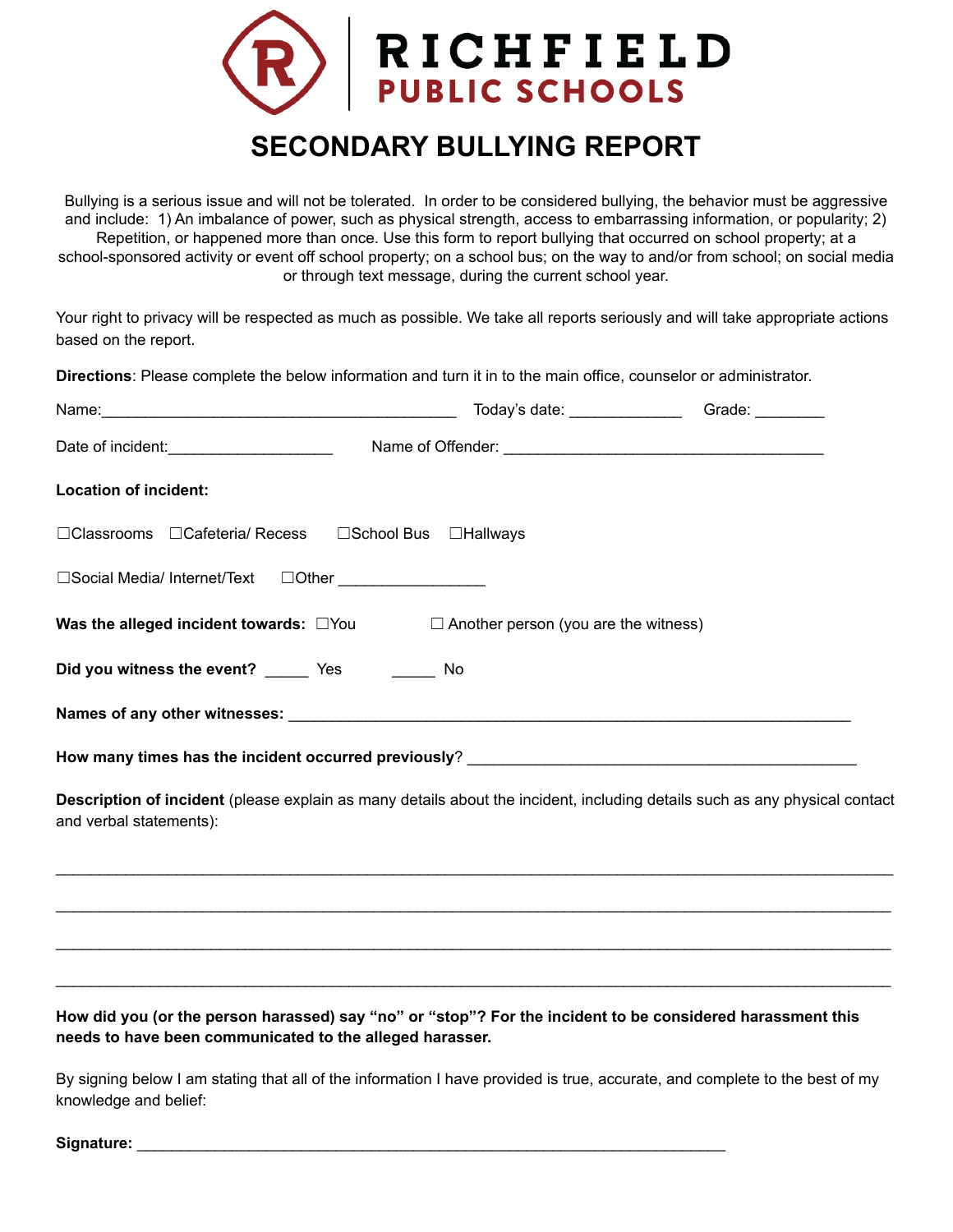# RICHFIELD PUBLIC SCHOOLS

## SECONDARY BULLYING REPORT

Bullying is a serious issue and will not be tolerated. In order to be considered bullying, the behavior must be aggressive and include: 1) An imbalance of power, such as physical strength, access to embarrassing information, or popularity; 2) Repetition, or happened more than once. Use this form to report bullying that occurred on school property; at a school-sponsored activity or event off school property; on a school bus; on the way to and/or from school; on social media or through text message, during the current school year.

Your right to privacy will be respected as much as possible. We take all reports seriously and will take appropriate actions based on the report.

**Directions**: Please complete the below information and turn it in to the main office, counselor or administrator.

Name:__________________________________________ Today's date: _____________ Grade: ________

Date of incident:___________________ Name of Offender: ______________________________________

**Location of incident:**

☐Classrooms ☐Cafeteria/ Recess ☐School Bus ☐Hallways

☐Social Media/ Internet/Text ☐Other _________________

**Was the alleged incident towards:** ☐You ☐ Another person (you are the witness)

**Did you witness the event?** _____ Yes _____ No

**Names of any other witnesses:** ___________________________________________________________________

**How many times has the incident occurred previously**? ______________________________________________

**Description of incident** (please explain as many details about the incident, including details such as any physical contact and verbal statements):

______________________________________________________________________________________________

______________________________________________________________________________________________

______________________________________________________________________________________________

______________________________________________________________________________________________

**How did you (or the person harassed) say "no" or "stop"? For the incident to be considered harassment this needs to have been communicated to the alleged harasser.**

By signing below I am stating that all of the information I have provided is true, accurate, and complete to the best of my knowledge and belief:

**Signature:** _____________________________________________________________________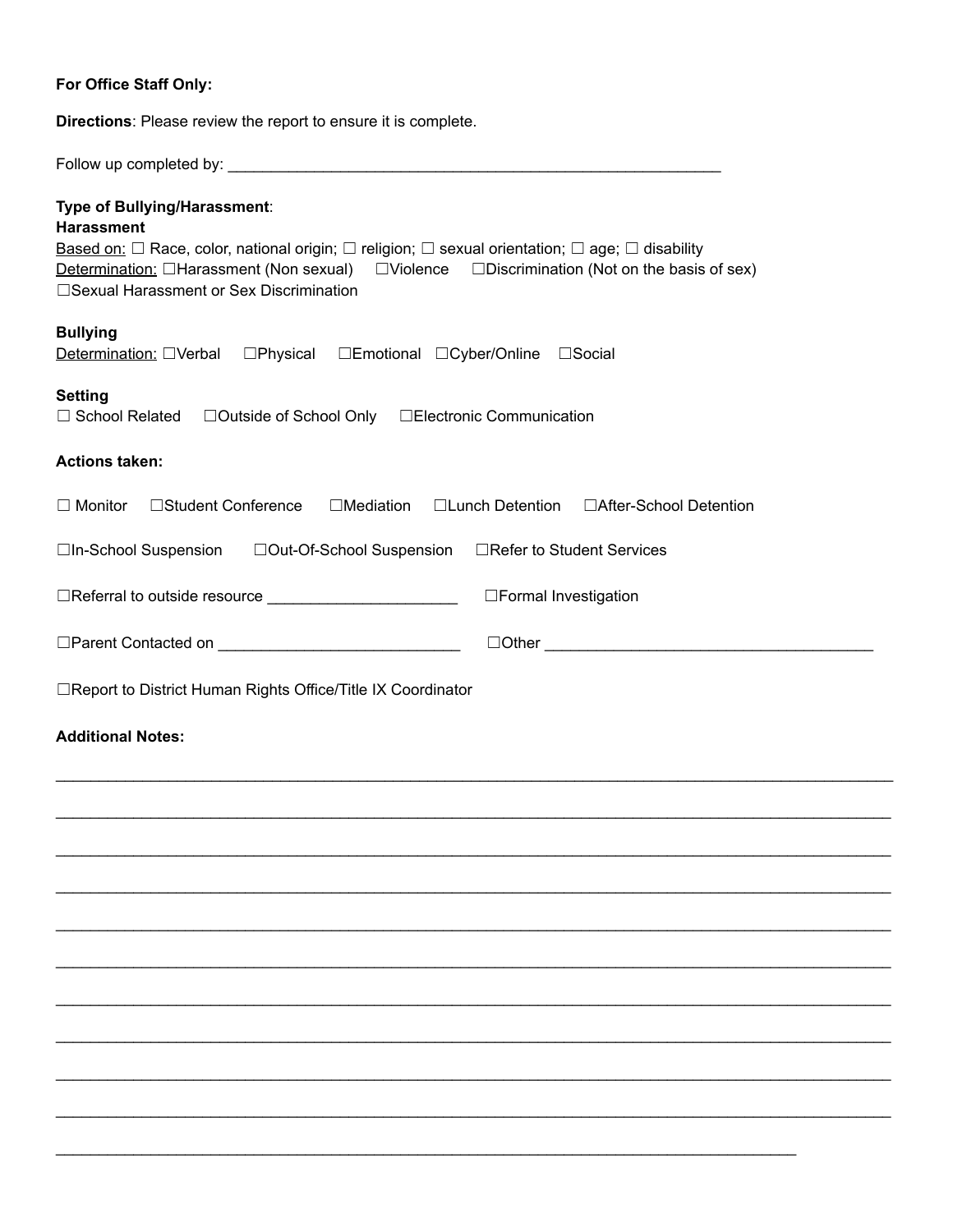**For Office Staff Only:**

**Directions**: Please review the report to ensure it is complete.

Follow up completed by: ___________________________________________________________

**Type of Bullying/Harassment**:

**Harassment**

Based on: ☐ Race, color, national origin; ☐ religion; ☐ sexual orientation; ☐ age; ☐ disability

Determination: ☐Harassment (Non sexual) ☐Violence ☐Discrimination (Not on the basis of sex)

☐Sexual Harassment or Sex Discrimination

**Bullying**

Determination: ☐Verbal ☐Physical ☐Emotional ☐Cyber/Online ☐Social

**Setting**

☐ School Related ☐Outside of School Only ☐Electronic Communication

**Actions taken:**

☐ Monitor ☐Student Conference ☐Mediation ☐Lunch Detention ☐After-School Detention

☐In-School Suspension ☐Out-Of-School Suspension ☐Refer to Student Services

☐Referral to outside resource ______________________ ☐Formal Investigation

☐Parent Contacted on ____________________________ ☐Other ______________________________________

☐Report to District Human Rights Office/Title IX Coordinator

**Additional Notes:**

_____________________________________________________________________________________________

_____________________________________________________________________________________________

_____________________________________________________________________________________________

_____________________________________________________________________________________________

_____________________________________________________________________________________________

_____________________________________________________________________________________________

_____________________________________________________________________________________________

_____________________________________________________________________________________________

_____________________________________________________________________________________________

_____________________________________________________________________________________________

____________________________________________________________________________________